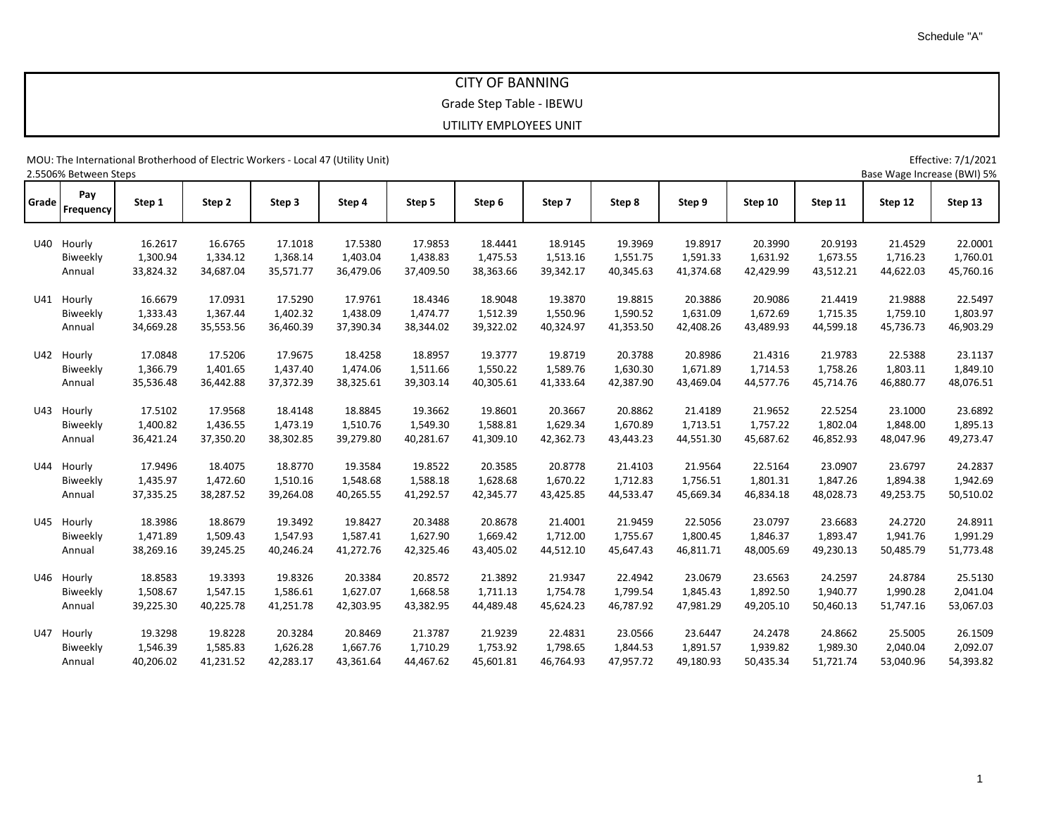Schedule "A"

# CITY OF BANNING

## Grade Step Table - IBEWU

## UTILITY EMPLOYEES UNIT

MOU: The International Brotherhood of Electric Workers - Local 47 (Utility Unit)

Effective: 7/1/2021

2.5506% Between Steps

Base Wage Increase (BWI) 5%

| Grade | Pay Frequency | Step 1 | Step 2 | Step 3 | Step 4 | Step 5 | Step 6 | Step 7 | Step 8 | Step 9 | Step 10 | Step 11 | Step 12 | Step 13 |
|---|---|---|---|---|---|---|---|---|---|---|---|---|---|---|
| U40 | Hourly | 16.2617 | 16.6765 | 17.1018 | 17.5380 | 17.9853 | 18.4441 | 18.9145 | 19.3969 | 19.8917 | 20.3990 | 20.9193 | 21.4529 | 22.0001 |
| | Biweekly | 1,300.94 | 1,334.12 | 1,368.14 | 1,403.04 | 1,438.83 | 1,475.53 | 1,513.16 | 1,551.75 | 1,591.33 | 1,631.92 | 1,673.55 | 1,716.23 | 1,760.01 |
| | Annual | 33,824.32 | 34,687.04 | 35,571.77 | 36,479.06 | 37,409.50 | 38,363.66 | 39,342.17 | 40,345.63 | 41,374.68 | 42,429.99 | 43,512.21 | 44,622.03 | 45,760.16 |
| U41 | Hourly | 16.6679 | 17.0931 | 17.5290 | 17.9761 | 18.4346 | 18.9048 | 19.3870 | 19.8815 | 20.3886 | 20.9086 | 21.4419 | 21.9888 | 22.5497 |
| | Biweekly | 1,333.43 | 1,367.44 | 1,402.32 | 1,438.09 | 1,474.77 | 1,512.39 | 1,550.96 | 1,590.52 | 1,631.09 | 1,672.69 | 1,715.35 | 1,759.10 | 1,803.97 |
| | Annual | 34,669.28 | 35,553.56 | 36,460.39 | 37,390.34 | 38,344.02 | 39,322.02 | 40,324.97 | 41,353.50 | 42,408.26 | 43,489.93 | 44,599.18 | 45,736.73 | 46,903.29 |
| U42 | Hourly | 17.0848 | 17.5206 | 17.9675 | 18.4258 | 18.8957 | 19.3777 | 19.8719 | 20.3788 | 20.8986 | 21.4316 | 21.9783 | 22.5388 | 23.1137 |
| | Biweekly | 1,366.79 | 1,401.65 | 1,437.40 | 1,474.06 | 1,511.66 | 1,550.22 | 1,589.76 | 1,630.30 | 1,671.89 | 1,714.53 | 1,758.26 | 1,803.11 | 1,849.10 |
| | Annual | 35,536.48 | 36,442.88 | 37,372.39 | 38,325.61 | 39,303.14 | 40,305.61 | 41,333.64 | 42,387.90 | 43,469.04 | 44,577.76 | 45,714.76 | 46,880.77 | 48,076.51 |
| U43 | Hourly | 17.5102 | 17.9568 | 18.4148 | 18.8845 | 19.3662 | 19.8601 | 20.3667 | 20.8862 | 21.4189 | 21.9652 | 22.5254 | 23.1000 | 23.6892 |
| | Biweekly | 1,400.82 | 1,436.55 | 1,473.19 | 1,510.76 | 1,549.30 | 1,588.81 | 1,629.34 | 1,670.89 | 1,713.51 | 1,757.22 | 1,802.04 | 1,848.00 | 1,895.13 |
| | Annual | 36,421.24 | 37,350.20 | 38,302.85 | 39,279.80 | 40,281.67 | 41,309.10 | 42,362.73 | 43,443.23 | 44,551.30 | 45,687.62 | 46,852.93 | 48,047.96 | 49,273.47 |
| U44 | Hourly | 17.9496 | 18.4075 | 18.8770 | 19.3584 | 19.8522 | 20.3585 | 20.8778 | 21.4103 | 21.9564 | 22.5164 | 23.0907 | 23.6797 | 24.2837 |
| | Biweekly | 1,435.97 | 1,472.60 | 1,510.16 | 1,548.68 | 1,588.18 | 1,628.68 | 1,670.22 | 1,712.83 | 1,756.51 | 1,801.31 | 1,847.26 | 1,894.38 | 1,942.69 |
| | Annual | 37,335.25 | 38,287.52 | 39,264.08 | 40,265.55 | 41,292.57 | 42,345.77 | 43,425.85 | 44,533.47 | 45,669.34 | 46,834.18 | 48,028.73 | 49,253.75 | 50,510.02 |
| U45 | Hourly | 18.3986 | 18.8679 | 19.3492 | 19.8427 | 20.3488 | 20.8678 | 21.4001 | 21.9459 | 22.5056 | 23.0797 | 23.6683 | 24.2720 | 24.8911 |
| | Biweekly | 1,471.89 | 1,509.43 | 1,547.93 | 1,587.41 | 1,627.90 | 1,669.42 | 1,712.00 | 1,755.67 | 1,800.45 | 1,846.37 | 1,893.47 | 1,941.76 | 1,991.29 |
| | Annual | 38,269.16 | 39,245.25 | 40,246.24 | 41,272.76 | 42,325.46 | 43,405.02 | 44,512.10 | 45,647.43 | 46,811.71 | 48,005.69 | 49,230.13 | 50,485.79 | 51,773.48 |
| U46 | Hourly | 18.8583 | 19.3393 | 19.8326 | 20.3384 | 20.8572 | 21.3892 | 21.9347 | 22.4942 | 23.0679 | 23.6563 | 24.2597 | 24.8784 | 25.5130 |
| | Biweekly | 1,508.67 | 1,547.15 | 1,586.61 | 1,627.07 | 1,668.58 | 1,711.13 | 1,754.78 | 1,799.54 | 1,845.43 | 1,892.50 | 1,940.77 | 1,990.28 | 2,041.04 |
| | Annual | 39,225.30 | 40,225.78 | 41,251.78 | 42,303.95 | 43,382.95 | 44,489.48 | 45,624.23 | 46,787.92 | 47,981.29 | 49,205.10 | 50,460.13 | 51,747.16 | 53,067.03 |
| U47 | Hourly | 19.3298 | 19.8228 | 20.3284 | 20.8469 | 21.3787 | 21.9239 | 22.4831 | 23.0566 | 23.6447 | 24.2478 | 24.8662 | 25.5005 | 26.1509 |
| | Biweekly | 1,546.39 | 1,585.83 | 1,626.28 | 1,667.76 | 1,710.29 | 1,753.92 | 1,798.65 | 1,844.53 | 1,891.57 | 1,939.82 | 1,989.30 | 2,040.04 | 2,092.07 |
| | Annual | 40,206.02 | 41,231.52 | 42,283.17 | 43,361.64 | 44,467.62 | 45,601.81 | 46,764.93 | 47,957.72 | 49,180.93 | 50,435.34 | 51,721.74 | 53,040.96 | 54,393.82 |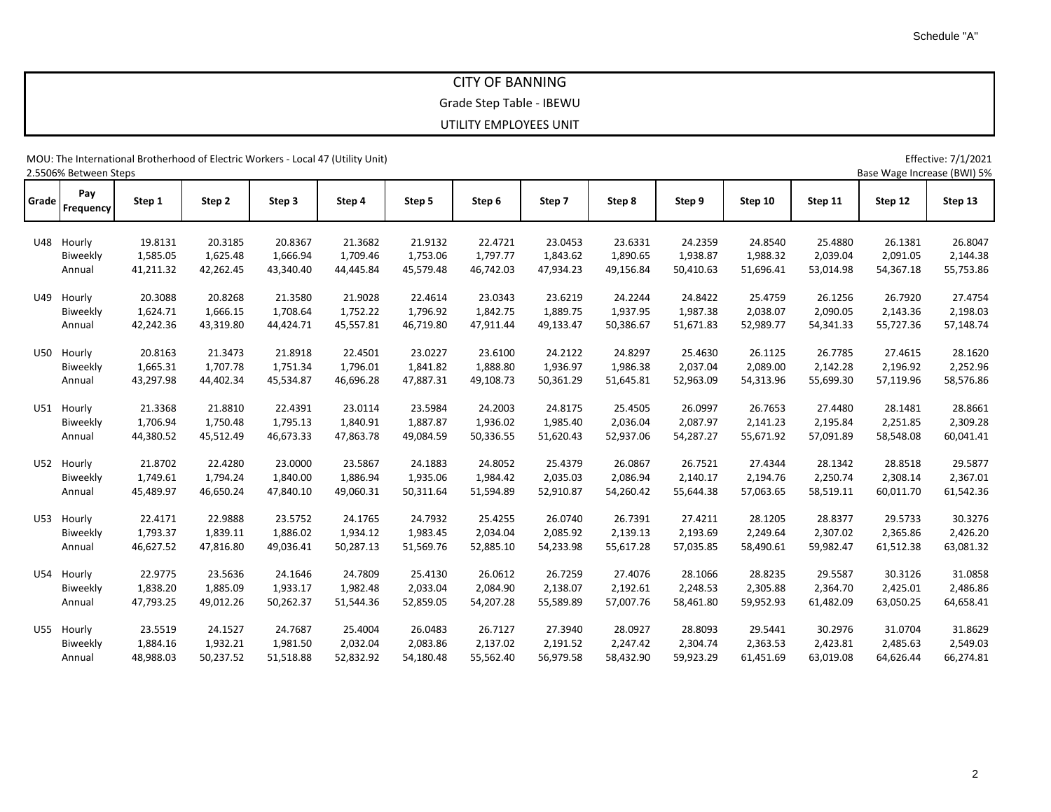Schedule "A"

# CITY OF BANNING

## Grade Step Table - IBEWU

## UTILITY EMPLOYEES UNIT

MOU: The International Brotherhood of Electric Workers - Local 47 (Utility Unit)

Effective: 7/1/2021

2.5506% Between Steps

Base Wage Increase (BWI) 5%

| Grade | Pay Frequency | Step 1 | Step 2 | Step 3 | Step 4 | Step 5 | Step 6 | Step 7 | Step 8 | Step 9 | Step 10 | Step 11 | Step 12 | Step 13 |
|---|---|---|---|---|---|---|---|---|---|---|---|---|---|---|
| U48 | Hourly | 19.8131 | 20.3185 | 20.8367 | 21.3682 | 21.9132 | 22.4721 | 23.0453 | 23.6331 | 24.2359 | 24.8540 | 25.4880 | 26.1381 | 26.8047 |
| | Biweekly | 1,585.05 | 1,625.48 | 1,666.94 | 1,709.46 | 1,753.06 | 1,797.77 | 1,843.62 | 1,890.65 | 1,938.87 | 1,988.32 | 2,039.04 | 2,091.05 | 2,144.38 |
| | Annual | 41,211.32 | 42,262.45 | 43,340.40 | 44,445.84 | 45,579.48 | 46,742.03 | 47,934.23 | 49,156.84 | 50,410.63 | 51,696.41 | 53,014.98 | 54,367.18 | 55,753.86 |
| U49 | Hourly | 20.3088 | 20.8268 | 21.3580 | 21.9028 | 22.4614 | 23.0343 | 23.6219 | 24.2244 | 24.8422 | 25.4759 | 26.1256 | 26.7920 | 27.4754 |
| | Biweekly | 1,624.71 | 1,666.15 | 1,708.64 | 1,752.22 | 1,796.92 | 1,842.75 | 1,889.75 | 1,937.95 | 1,987.38 | 2,038.07 | 2,090.05 | 2,143.36 | 2,198.03 |
| | Annual | 42,242.36 | 43,319.80 | 44,424.71 | 45,557.81 | 46,719.80 | 47,911.44 | 49,133.47 | 50,386.67 | 51,671.83 | 52,989.77 | 54,341.33 | 55,727.36 | 57,148.74 |
| U50 | Hourly | 20.8163 | 21.3473 | 21.8918 | 22.4501 | 23.0227 | 23.6100 | 24.2122 | 24.8297 | 25.4630 | 26.1125 | 26.7785 | 27.4615 | 28.1620 |
| | Biweekly | 1,665.31 | 1,707.78 | 1,751.34 | 1,796.01 | 1,841.82 | 1,888.80 | 1,936.97 | 1,986.38 | 2,037.04 | 2,089.00 | 2,142.28 | 2,196.92 | 2,252.96 |
| | Annual | 43,297.98 | 44,402.34 | 45,534.87 | 46,696.28 | 47,887.31 | 49,108.73 | 50,361.29 | 51,645.81 | 52,963.09 | 54,313.96 | 55,699.30 | 57,119.96 | 58,576.86 |
| U51 | Hourly | 21.3368 | 21.8810 | 22.4391 | 23.0114 | 23.5984 | 24.2003 | 24.8175 | 25.4505 | 26.0997 | 26.7653 | 27.4480 | 28.1481 | 28.8661 |
| | Biweekly | 1,706.94 | 1,750.48 | 1,795.13 | 1,840.91 | 1,887.87 | 1,936.02 | 1,985.40 | 2,036.04 | 2,087.97 | 2,141.23 | 2,195.84 | 2,251.85 | 2,309.28 |
| | Annual | 44,380.52 | 45,512.49 | 46,673.33 | 47,863.78 | 49,084.59 | 50,336.55 | 51,620.43 | 52,937.06 | 54,287.27 | 55,671.92 | 57,091.89 | 58,548.08 | 60,041.41 |
| U52 | Hourly | 21.8702 | 22.4280 | 23.0000 | 23.5867 | 24.1883 | 24.8052 | 25.4379 | 26.0867 | 26.7521 | 27.4344 | 28.1342 | 28.8518 | 29.5877 |
| | Biweekly | 1,749.61 | 1,794.24 | 1,840.00 | 1,886.94 | 1,935.06 | 1,984.42 | 2,035.03 | 2,086.94 | 2,140.17 | 2,194.76 | 2,250.74 | 2,308.14 | 2,367.01 |
| | Annual | 45,489.97 | 46,650.24 | 47,840.10 | 49,060.31 | 50,311.64 | 51,594.89 | 52,910.87 | 54,260.42 | 55,644.38 | 57,063.65 | 58,519.11 | 60,011.70 | 61,542.36 |
| U53 | Hourly | 22.4171 | 22.9888 | 23.5752 | 24.1765 | 24.7932 | 25.4255 | 26.0740 | 26.7391 | 27.4211 | 28.1205 | 28.8377 | 29.5733 | 30.3276 |
| | Biweekly | 1,793.37 | 1,839.11 | 1,886.02 | 1,934.12 | 1,983.45 | 2,034.04 | 2,085.92 | 2,139.13 | 2,193.69 | 2,249.64 | 2,307.02 | 2,365.86 | 2,426.20 |
| | Annual | 46,627.52 | 47,816.80 | 49,036.41 | 50,287.13 | 51,569.76 | 52,885.10 | 54,233.98 | 55,617.28 | 57,035.85 | 58,490.61 | 59,982.47 | 61,512.38 | 63,081.32 |
| U54 | Hourly | 22.9775 | 23.5636 | 24.1646 | 24.7809 | 25.4130 | 26.0612 | 26.7259 | 27.4076 | 28.1066 | 28.8235 | 29.5587 | 30.3126 | 31.0858 |
| | Biweekly | 1,838.20 | 1,885.09 | 1,933.17 | 1,982.48 | 2,033.04 | 2,084.90 | 2,138.07 | 2,192.61 | 2,248.53 | 2,305.88 | 2,364.70 | 2,425.01 | 2,486.86 |
| | Annual | 47,793.25 | 49,012.26 | 50,262.37 | 51,544.36 | 52,859.05 | 54,207.28 | 55,589.89 | 57,007.76 | 58,461.80 | 59,952.93 | 61,482.09 | 63,050.25 | 64,658.41 |
| U55 | Hourly | 23.5519 | 24.1527 | 24.7687 | 25.4004 | 26.0483 | 26.7127 | 27.3940 | 28.0927 | 28.8093 | 29.5441 | 30.2976 | 31.0704 | 31.8629 |
| | Biweekly | 1,884.16 | 1,932.21 | 1,981.50 | 2,032.04 | 2,083.86 | 2,137.02 | 2,191.52 | 2,247.42 | 2,304.74 | 2,363.53 | 2,423.81 | 2,485.63 | 2,549.03 |
| | Annual | 48,988.03 | 50,237.52 | 51,518.88 | 52,832.92 | 54,180.48 | 55,562.40 | 56,979.58 | 58,432.90 | 59,923.29 | 61,451.69 | 63,019.08 | 64,626.44 | 66,274.81 |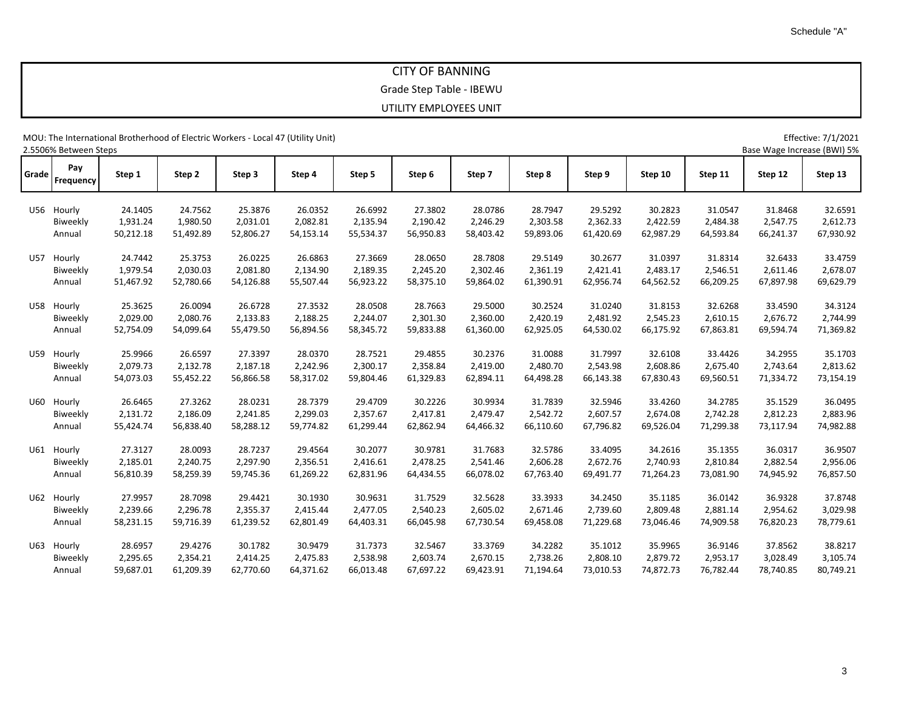Schedule "A"

# CITY OF BANNING

## Grade Step Table - IBEWU

## UTILITY EMPLOYEES UNIT

MOU: The International Brotherhood of Electric Workers - Local 47 (Utility Unit)

Effective: 7/1/2021

2.5506% Between Steps

Base Wage Increase (BWI) 5%

| Grade | Pay Frequency | Step 1 | Step 2 | Step 3 | Step 4 | Step 5 | Step 6 | Step 7 | Step 8 | Step 9 | Step 10 | Step 11 | Step 12 | Step 13 |
|---|---|---|---|---|---|---|---|---|---|---|---|---|---|---|
| U56 | Hourly | 24.1405 | 24.7562 | 25.3876 | 26.0352 | 26.6992 | 27.3802 | 28.0786 | 28.7947 | 29.5292 | 30.2823 | 31.0547 | 31.8468 | 32.6591 |
| | Biweekly | 1,931.24 | 1,980.50 | 2,031.01 | 2,082.81 | 2,135.94 | 2,190.42 | 2,246.29 | 2,303.58 | 2,362.33 | 2,422.59 | 2,484.38 | 2,547.75 | 2,612.73 |
| | Annual | 50,212.18 | 51,492.89 | 52,806.27 | 54,153.14 | 55,534.37 | 56,950.83 | 58,403.42 | 59,893.06 | 61,420.69 | 62,987.29 | 64,593.84 | 66,241.37 | 67,930.92 |
| U57 | Hourly | 24.7442 | 25.3753 | 26.0225 | 26.6863 | 27.3669 | 28.0650 | 28.7808 | 29.5149 | 30.2677 | 31.0397 | 31.8314 | 32.6433 | 33.4759 |
| | Biweekly | 1,979.54 | 2,030.03 | 2,081.80 | 2,134.90 | 2,189.35 | 2,245.20 | 2,302.46 | 2,361.19 | 2,421.41 | 2,483.17 | 2,546.51 | 2,611.46 | 2,678.07 |
| | Annual | 51,467.92 | 52,780.66 | 54,126.88 | 55,507.44 | 56,923.22 | 58,375.10 | 59,864.02 | 61,390.91 | 62,956.74 | 64,562.52 | 66,209.25 | 67,897.98 | 69,629.79 |
| U58 | Hourly | 25.3625 | 26.0094 | 26.6728 | 27.3532 | 28.0508 | 28.7663 | 29.5000 | 30.2524 | 31.0240 | 31.8153 | 32.6268 | 33.4590 | 34.3124 |
| | Biweekly | 2,029.00 | 2,080.76 | 2,133.83 | 2,188.25 | 2,244.07 | 2,301.30 | 2,360.00 | 2,420.19 | 2,481.92 | 2,545.23 | 2,610.15 | 2,676.72 | 2,744.99 |
| | Annual | 52,754.09 | 54,099.64 | 55,479.50 | 56,894.56 | 58,345.72 | 59,833.88 | 61,360.00 | 62,925.05 | 64,530.02 | 66,175.92 | 67,863.81 | 69,594.74 | 71,369.82 |
| U59 | Hourly | 25.9966 | 26.6597 | 27.3397 | 28.0370 | 28.7521 | 29.4855 | 30.2376 | 31.0088 | 31.7997 | 32.6108 | 33.4426 | 34.2955 | 35.1703 |
| | Biweekly | 2,079.73 | 2,132.78 | 2,187.18 | 2,242.96 | 2,300.17 | 2,358.84 | 2,419.00 | 2,480.70 | 2,543.98 | 2,608.86 | 2,675.40 | 2,743.64 | 2,813.62 |
| | Annual | 54,073.03 | 55,452.22 | 56,866.58 | 58,317.02 | 59,804.46 | 61,329.83 | 62,894.11 | 64,498.28 | 66,143.38 | 67,830.43 | 69,560.51 | 71,334.72 | 73,154.19 |
| U60 | Hourly | 26.6465 | 27.3262 | 28.0231 | 28.7379 | 29.4709 | 30.2226 | 30.9934 | 31.7839 | 32.5946 | 33.4260 | 34.2785 | 35.1529 | 36.0495 |
| | Biweekly | 2,131.72 | 2,186.09 | 2,241.85 | 2,299.03 | 2,357.67 | 2,417.81 | 2,479.47 | 2,542.72 | 2,607.57 | 2,674.08 | 2,742.28 | 2,812.23 | 2,883.96 |
| | Annual | 55,424.74 | 56,838.40 | 58,288.12 | 59,774.82 | 61,299.44 | 62,862.94 | 64,466.32 | 66,110.60 | 67,796.82 | 69,526.04 | 71,299.38 | 73,117.94 | 74,982.88 |
| U61 | Hourly | 27.3127 | 28.0093 | 28.7237 | 29.4564 | 30.2077 | 30.9781 | 31.7683 | 32.5786 | 33.4095 | 34.2616 | 35.1355 | 36.0317 | 36.9507 |
| | Biweekly | 2,185.01 | 2,240.75 | 2,297.90 | 2,356.51 | 2,416.61 | 2,478.25 | 2,541.46 | 2,606.28 | 2,672.76 | 2,740.93 | 2,810.84 | 2,882.54 | 2,956.06 |
| | Annual | 56,810.39 | 58,259.39 | 59,745.36 | 61,269.22 | 62,831.96 | 64,434.55 | 66,078.02 | 67,763.40 | 69,491.77 | 71,264.23 | 73,081.90 | 74,945.92 | 76,857.50 |
| U62 | Hourly | 27.9957 | 28.7098 | 29.4421 | 30.1930 | 30.9631 | 31.7529 | 32.5628 | 33.3933 | 34.2450 | 35.1185 | 36.0142 | 36.9328 | 37.8748 |
| | Biweekly | 2,239.66 | 2,296.78 | 2,355.37 | 2,415.44 | 2,477.05 | 2,540.23 | 2,605.02 | 2,671.46 | 2,739.60 | 2,809.48 | 2,881.14 | 2,954.62 | 3,029.98 |
| | Annual | 58,231.15 | 59,716.39 | 61,239.52 | 62,801.49 | 64,403.31 | 66,045.98 | 67,730.54 | 69,458.08 | 71,229.68 | 73,046.46 | 74,909.58 | 76,820.23 | 78,779.61 |
| U63 | Hourly | 28.6957 | 29.4276 | 30.1782 | 30.9479 | 31.7373 | 32.5467 | 33.3769 | 34.2282 | 35.1012 | 35.9965 | 36.9146 | 37.8562 | 38.8217 |
| | Biweekly | 2,295.65 | 2,354.21 | 2,414.25 | 2,475.83 | 2,538.98 | 2,603.74 | 2,670.15 | 2,738.26 | 2,808.10 | 2,879.72 | 2,953.17 | 3,028.49 | 3,105.74 |
| | Annual | 59,687.01 | 61,209.39 | 62,770.60 | 64,371.62 | 66,013.48 | 67,697.22 | 69,423.91 | 71,194.64 | 73,010.53 | 74,872.73 | 76,782.44 | 78,740.85 | 80,749.21 |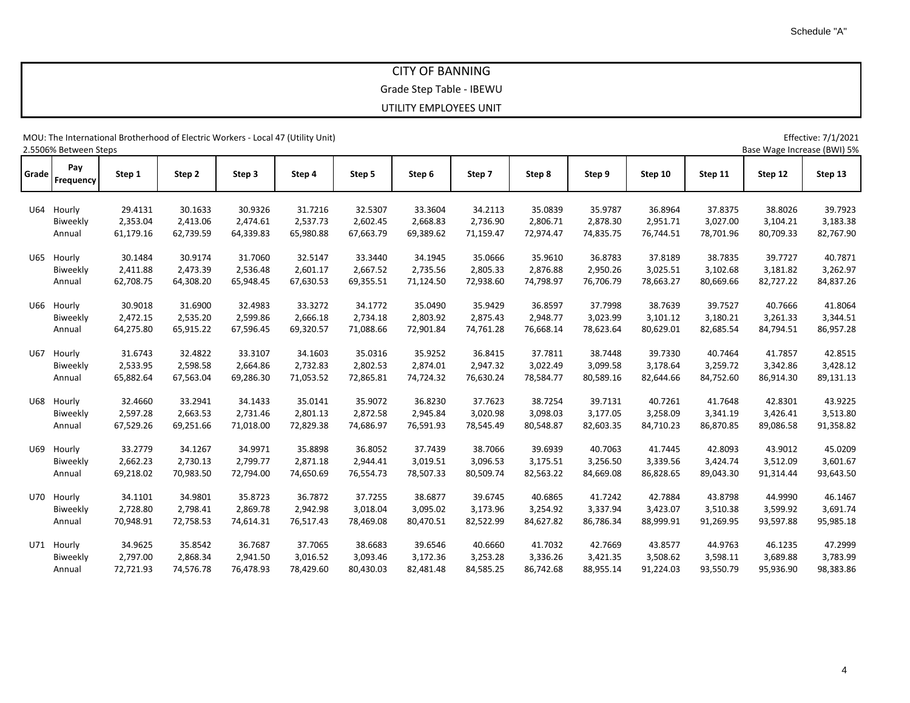Schedule "A"

# CITY OF BANNING

## Grade Step Table - IBEWU

## UTILITY EMPLOYEES UNIT

MOU: The International Brotherhood of Electric Workers - Local 47 (Utility Unit)

Effective: 7/1/2021

2.5506% Between Steps

Base Wage Increase (BWI) 5%

| Grade | Pay Frequency | Step 1 | Step 2 | Step 3 | Step 4 | Step 5 | Step 6 | Step 7 | Step 8 | Step 9 | Step 10 | Step 11 | Step 12 | Step 13 |
|---|---|---|---|---|---|---|---|---|---|---|---|---|---|---|
| U64 | Hourly | 29.4131 | 30.1633 | 30.9326 | 31.7216 | 32.5307 | 33.3604 | 34.2113 | 35.0839 | 35.9787 | 36.8964 | 37.8375 | 38.8026 | 39.7923 |
| | Biweekly | 2,353.04 | 2,413.06 | 2,474.61 | 2,537.73 | 2,602.45 | 2,668.83 | 2,736.90 | 2,806.71 | 2,878.30 | 2,951.71 | 3,027.00 | 3,104.21 | 3,183.38 |
| | Annual | 61,179.16 | 62,739.59 | 64,339.83 | 65,980.88 | 67,663.79 | 69,389.62 | 71,159.47 | 72,974.47 | 74,835.75 | 76,744.51 | 78,701.96 | 80,709.33 | 82,767.90 |
| U65 | Hourly | 30.1484 | 30.9174 | 31.7060 | 32.5147 | 33.3440 | 34.1945 | 35.0666 | 35.9610 | 36.8783 | 37.8189 | 38.7835 | 39.7727 | 40.7871 |
| | Biweekly | 2,411.88 | 2,473.39 | 2,536.48 | 2,601.17 | 2,667.52 | 2,735.56 | 2,805.33 | 2,876.88 | 2,950.26 | 3,025.51 | 3,102.68 | 3,181.82 | 3,262.97 |
| | Annual | 62,708.75 | 64,308.20 | 65,948.45 | 67,630.53 | 69,355.51 | 71,124.50 | 72,938.60 | 74,798.97 | 76,706.79 | 78,663.27 | 80,669.66 | 82,727.22 | 84,837.26 |
| U66 | Hourly | 30.9018 | 31.6900 | 32.4983 | 33.3272 | 34.1772 | 35.0490 | 35.9429 | 36.8597 | 37.7998 | 38.7639 | 39.7527 | 40.7666 | 41.8064 |
| | Biweekly | 2,472.15 | 2,535.20 | 2,599.86 | 2,666.18 | 2,734.18 | 2,803.92 | 2,875.43 | 2,948.77 | 3,023.99 | 3,101.12 | 3,180.21 | 3,261.33 | 3,344.51 |
| | Annual | 64,275.80 | 65,915.22 | 67,596.45 | 69,320.57 | 71,088.66 | 72,901.84 | 74,761.28 | 76,668.14 | 78,623.64 | 80,629.01 | 82,685.54 | 84,794.51 | 86,957.28 |
| U67 | Hourly | 31.6743 | 32.4822 | 33.3107 | 34.1603 | 35.0316 | 35.9252 | 36.8415 | 37.7811 | 38.7448 | 39.7330 | 40.7464 | 41.7857 | 42.8515 |
| | Biweekly | 2,533.95 | 2,598.58 | 2,664.86 | 2,732.83 | 2,802.53 | 2,874.01 | 2,947.32 | 3,022.49 | 3,099.58 | 3,178.64 | 3,259.72 | 3,342.86 | 3,428.12 |
| | Annual | 65,882.64 | 67,563.04 | 69,286.30 | 71,053.52 | 72,865.81 | 74,724.32 | 76,630.24 | 78,584.77 | 80,589.16 | 82,644.66 | 84,752.60 | 86,914.30 | 89,131.13 |
| U68 | Hourly | 32.4660 | 33.2941 | 34.1433 | 35.0141 | 35.9072 | 36.8230 | 37.7623 | 38.7254 | 39.7131 | 40.7261 | 41.7648 | 42.8301 | 43.9225 |
| | Biweekly | 2,597.28 | 2,663.53 | 2,731.46 | 2,801.13 | 2,872.58 | 2,945.84 | 3,020.98 | 3,098.03 | 3,177.05 | 3,258.09 | 3,341.19 | 3,426.41 | 3,513.80 |
| | Annual | 67,529.26 | 69,251.66 | 71,018.00 | 72,829.38 | 74,686.97 | 76,591.93 | 78,545.49 | 80,548.87 | 82,603.35 | 84,710.23 | 86,870.85 | 89,086.58 | 91,358.82 |
| U69 | Hourly | 33.2779 | 34.1267 | 34.9971 | 35.8898 | 36.8052 | 37.7439 | 38.7066 | 39.6939 | 40.7063 | 41.7445 | 42.8093 | 43.9012 | 45.0209 |
| | Biweekly | 2,662.23 | 2,730.13 | 2,799.77 | 2,871.18 | 2,944.41 | 3,019.51 | 3,096.53 | 3,175.51 | 3,256.50 | 3,339.56 | 3,424.74 | 3,512.09 | 3,601.67 |
| | Annual | 69,218.02 | 70,983.50 | 72,794.00 | 74,650.69 | 76,554.73 | 78,507.33 | 80,509.74 | 82,563.22 | 84,669.08 | 86,828.65 | 89,043.30 | 91,314.44 | 93,643.50 |
| U70 | Hourly | 34.1101 | 34.9801 | 35.8723 | 36.7872 | 37.7255 | 38.6877 | 39.6745 | 40.6865 | 41.7242 | 42.7884 | 43.8798 | 44.9990 | 46.1467 |
| | Biweekly | 2,728.80 | 2,798.41 | 2,869.78 | 2,942.98 | 3,018.04 | 3,095.02 | 3,173.96 | 3,254.92 | 3,337.94 | 3,423.07 | 3,510.38 | 3,599.92 | 3,691.74 |
| | Annual | 70,948.91 | 72,758.53 | 74,614.31 | 76,517.43 | 78,469.08 | 80,470.51 | 82,522.99 | 84,627.82 | 86,786.34 | 88,999.91 | 91,269.95 | 93,597.88 | 95,985.18 |
| U71 | Hourly | 34.9625 | 35.8542 | 36.7687 | 37.7065 | 38.6683 | 39.6546 | 40.6660 | 41.7032 | 42.7669 | 43.8577 | 44.9763 | 46.1235 | 47.2999 |
| | Biweekly | 2,797.00 | 2,868.34 | 2,941.50 | 3,016.52 | 3,093.46 | 3,172.36 | 3,253.28 | 3,336.26 | 3,421.35 | 3,508.62 | 3,598.11 | 3,689.88 | 3,783.99 |
| | Annual | 72,721.93 | 74,576.78 | 76,478.93 | 78,429.60 | 80,430.03 | 82,481.48 | 84,585.25 | 86,742.68 | 88,955.14 | 91,224.03 | 93,550.79 | 95,936.90 | 98,383.86 |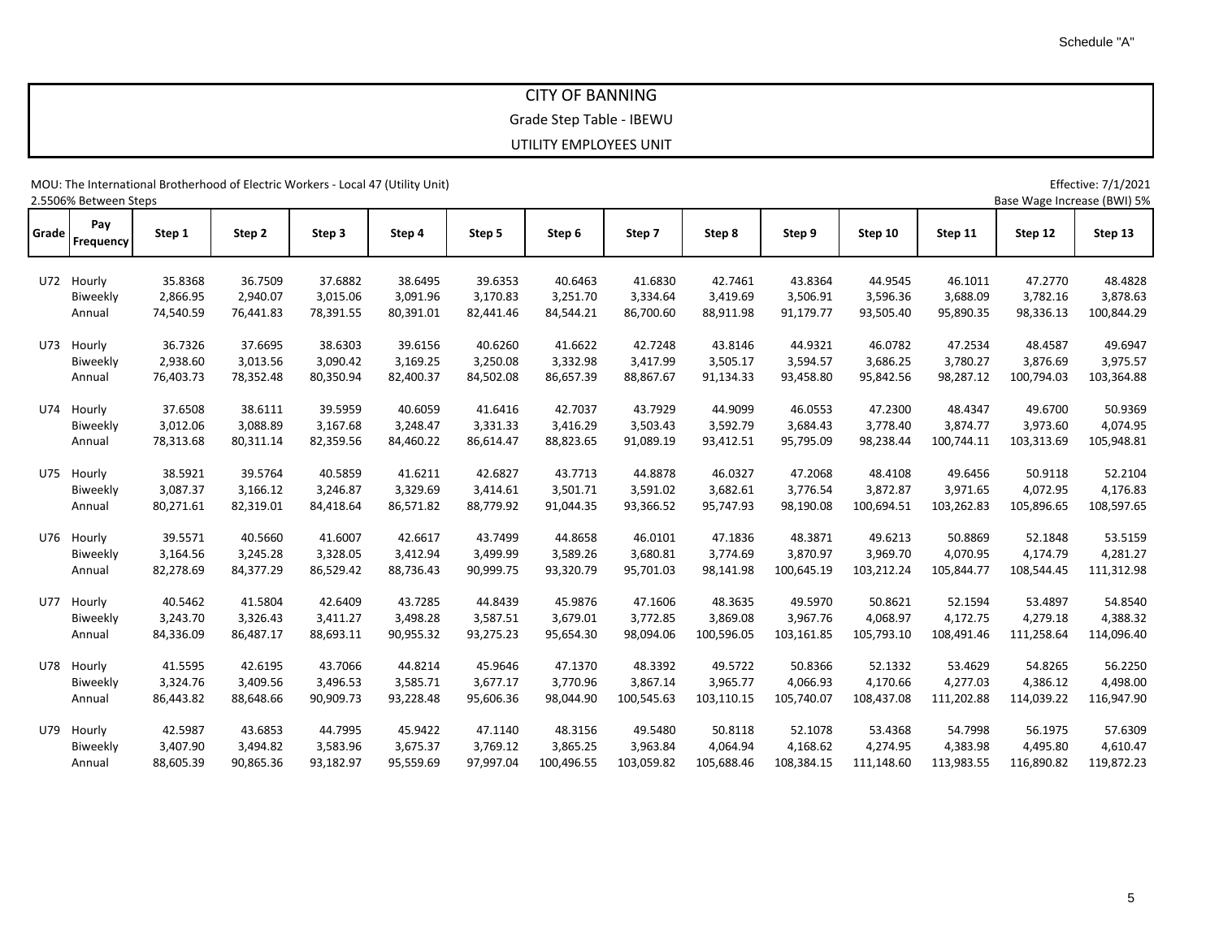Schedule "A"

# CITY OF BANNING

## Grade Step Table - IBEWU

## UTILITY EMPLOYEES UNIT

MOU: The International Brotherhood of Electric Workers - Local 47 (Utility Unit)

Effective: 7/1/2021

2.5506% Between Steps

Base Wage Increase (BWI) 5%

| Grade | Pay Frequency | Step 1 | Step 2 | Step 3 | Step 4 | Step 5 | Step 6 | Step 7 | Step 8 | Step 9 | Step 10 | Step 11 | Step 12 | Step 13 |
|---|---|---|---|---|---|---|---|---|---|---|---|---|---|---|
| U72 | Hourly | 35.8368 | 36.7509 | 37.6882 | 38.6495 | 39.6353 | 40.6463 | 41.6830 | 42.7461 | 43.8364 | 44.9545 | 46.1011 | 47.2770 | 48.4828 |
| | Biweekly | 2,866.95 | 2,940.07 | 3,015.06 | 3,091.96 | 3,170.83 | 3,251.70 | 3,334.64 | 3,419.69 | 3,506.91 | 3,596.36 | 3,688.09 | 3,782.16 | 3,878.63 |
| | Annual | 74,540.59 | 76,441.83 | 78,391.55 | 80,391.01 | 82,441.46 | 84,544.21 | 86,700.60 | 88,911.98 | 91,179.77 | 93,505.40 | 95,890.35 | 98,336.13 | 100,844.29 |
| U73 | Hourly | 36.7326 | 37.6695 | 38.6303 | 39.6156 | 40.6260 | 41.6622 | 42.7248 | 43.8146 | 44.9321 | 46.0782 | 47.2534 | 48.4587 | 49.6947 |
| | Biweekly | 2,938.60 | 3,013.56 | 3,090.42 | 3,169.25 | 3,250.08 | 3,332.98 | 3,417.99 | 3,505.17 | 3,594.57 | 3,686.25 | 3,780.27 | 3,876.69 | 3,975.57 |
| | Annual | 76,403.73 | 78,352.48 | 80,350.94 | 82,400.37 | 84,502.08 | 86,657.39 | 88,867.67 | 91,134.33 | 93,458.80 | 95,842.56 | 98,287.12 | 100,794.03 | 103,364.88 |
| U74 | Hourly | 37.6508 | 38.6111 | 39.5959 | 40.6059 | 41.6416 | 42.7037 | 43.7929 | 44.9099 | 46.0553 | 47.2300 | 48.4347 | 49.6700 | 50.9369 |
| | Biweekly | 3,012.06 | 3,088.89 | 3,167.68 | 3,248.47 | 3,331.33 | 3,416.29 | 3,503.43 | 3,592.79 | 3,684.43 | 3,778.40 | 3,874.77 | 3,973.60 | 4,074.95 |
| | Annual | 78,313.68 | 80,311.14 | 82,359.56 | 84,460.22 | 86,614.47 | 88,823.65 | 91,089.19 | 93,412.51 | 95,795.09 | 98,238.44 | 100,744.11 | 103,313.69 | 105,948.81 |
| U75 | Hourly | 38.5921 | 39.5764 | 40.5859 | 41.6211 | 42.6827 | 43.7713 | 44.8878 | 46.0327 | 47.2068 | 48.4108 | 49.6456 | 50.9118 | 52.2104 |
| | Biweekly | 3,087.37 | 3,166.12 | 3,246.87 | 3,329.69 | 3,414.61 | 3,501.71 | 3,591.02 | 3,682.61 | 3,776.54 | 3,872.87 | 3,971.65 | 4,072.95 | 4,176.83 |
| | Annual | 80,271.61 | 82,319.01 | 84,418.64 | 86,571.82 | 88,779.92 | 91,044.35 | 93,366.52 | 95,747.93 | 98,190.08 | 100,694.51 | 103,262.83 | 105,896.65 | 108,597.65 |
| U76 | Hourly | 39.5571 | 40.5660 | 41.6007 | 42.6617 | 43.7499 | 44.8658 | 46.0101 | 47.1836 | 48.3871 | 49.6213 | 50.8869 | 52.1848 | 53.5159 |
| | Biweekly | 3,164.56 | 3,245.28 | 3,328.05 | 3,412.94 | 3,499.99 | 3,589.26 | 3,680.81 | 3,774.69 | 3,870.97 | 3,969.70 | 4,070.95 | 4,174.79 | 4,281.27 |
| | Annual | 82,278.69 | 84,377.29 | 86,529.42 | 88,736.43 | 90,999.75 | 93,320.79 | 95,701.03 | 98,141.98 | 100,645.19 | 103,212.24 | 105,844.77 | 108,544.45 | 111,312.98 |
| U77 | Hourly | 40.5462 | 41.5804 | 42.6409 | 43.7285 | 44.8439 | 45.9876 | 47.1606 | 48.3635 | 49.5970 | 50.8621 | 52.1594 | 53.4897 | 54.8540 |
| | Biweekly | 3,243.70 | 3,326.43 | 3,411.27 | 3,498.28 | 3,587.51 | 3,679.01 | 3,772.85 | 3,869.08 | 3,967.76 | 4,068.97 | 4,172.75 | 4,279.18 | 4,388.32 |
| | Annual | 84,336.09 | 86,487.17 | 88,693.11 | 90,955.32 | 93,275.23 | 95,654.30 | 98,094.06 | 100,596.05 | 103,161.85 | 105,793.10 | 108,491.46 | 111,258.64 | 114,096.40 |
| U78 | Hourly | 41.5595 | 42.6195 | 43.7066 | 44.8214 | 45.9646 | 47.1370 | 48.3392 | 49.5722 | 50.8366 | 52.1332 | 53.4629 | 54.8265 | 56.2250 |
| | Biweekly | 3,324.76 | 3,409.56 | 3,496.53 | 3,585.71 | 3,677.17 | 3,770.96 | 3,867.14 | 3,965.77 | 4,066.93 | 4,170.66 | 4,277.03 | 4,386.12 | 4,498.00 |
| | Annual | 86,443.82 | 88,648.66 | 90,909.73 | 93,228.48 | 95,606.36 | 98,044.90 | 100,545.63 | 103,110.15 | 105,740.07 | 108,437.08 | 111,202.88 | 114,039.22 | 116,947.90 |
| U79 | Hourly | 42.5987 | 43.6853 | 44.7995 | 45.9422 | 47.1140 | 48.3156 | 49.5480 | 50.8118 | 52.1078 | 53.4368 | 54.7998 | 56.1975 | 57.6309 |
| | Biweekly | 3,407.90 | 3,494.82 | 3,583.96 | 3,675.37 | 3,769.12 | 3,865.25 | 3,963.84 | 4,064.94 | 4,168.62 | 4,274.95 | 4,383.98 | 4,495.80 | 4,610.47 |
| | Annual | 88,605.39 | 90,865.36 | 93,182.97 | 95,559.69 | 97,997.04 | 100,496.55 | 103,059.82 | 105,688.46 | 108,384.15 | 111,148.60 | 113,983.55 | 116,890.82 | 119,872.23 |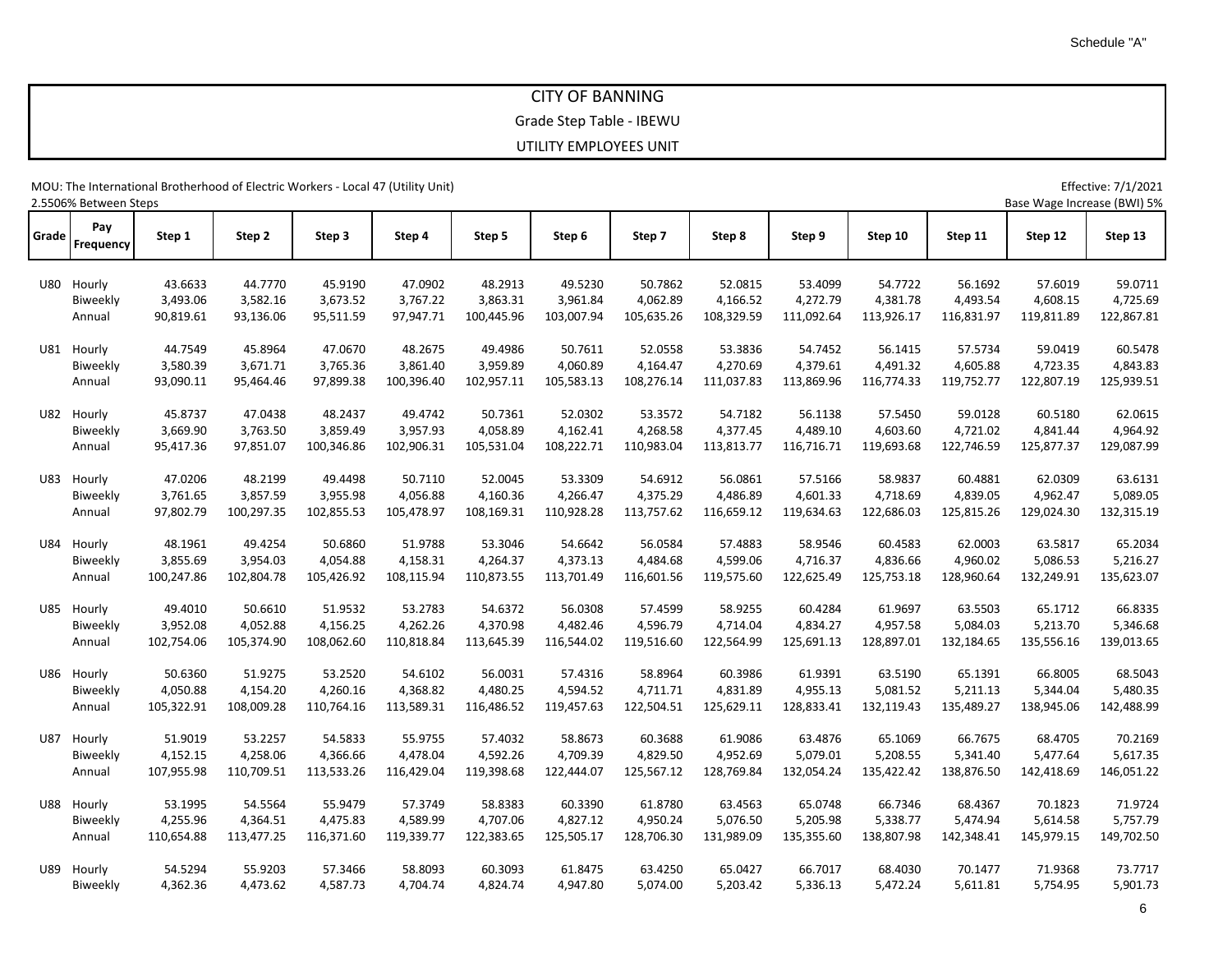Schedule "A"

# CITY OF BANNING

## Grade Step Table - IBEWU

## UTILITY EMPLOYEES UNIT

MOU: The International Brotherhood of Electric Workers - Local 47 (Utility Unit)

Effective: 7/1/2021

2.5506% Between Steps

Base Wage Increase (BWI) 5%

| Grade | Pay Frequency | Step 1 | Step 2 | Step 3 | Step 4 | Step 5 | Step 6 | Step 7 | Step 8 | Step 9 | Step 10 | Step 11 | Step 12 | Step 13 |
|---|---|---|---|---|---|---|---|---|---|---|---|---|---|---|
| U80 | Hourly | 43.6633 | 44.7770 | 45.9190 | 47.0902 | 48.2913 | 49.5230 | 50.7862 | 52.0815 | 53.4099 | 54.7722 | 56.1692 | 57.6019 | 59.0711 |
| | Biweekly | 3,493.06 | 3,582.16 | 3,673.52 | 3,767.22 | 3,863.31 | 3,961.84 | 4,062.89 | 4,166.52 | 4,272.79 | 4,381.78 | 4,493.54 | 4,608.15 | 4,725.69 |
| | Annual | 90,819.61 | 93,136.06 | 95,511.59 | 97,947.71 | 100,445.96 | 103,007.94 | 105,635.26 | 108,329.59 | 111,092.64 | 113,926.17 | 116,831.97 | 119,811.89 | 122,867.81 |
| U81 | Hourly | 44.7549 | 45.8964 | 47.0670 | 48.2675 | 49.4986 | 50.7611 | 52.0558 | 53.3836 | 54.7452 | 56.1415 | 57.5734 | 59.0419 | 60.5478 |
| | Biweekly | 3,580.39 | 3,671.71 | 3,765.36 | 3,861.40 | 3,959.89 | 4,060.89 | 4,164.47 | 4,270.69 | 4,379.61 | 4,491.32 | 4,605.88 | 4,723.35 | 4,843.83 |
| | Annual | 93,090.11 | 95,464.46 | 97,899.38 | 100,396.40 | 102,957.11 | 105,583.13 | 108,276.14 | 111,037.83 | 113,869.96 | 116,774.33 | 119,752.77 | 122,807.19 | 125,939.51 |
| U82 | Hourly | 45.8737 | 47.0438 | 48.2437 | 49.4742 | 50.7361 | 52.0302 | 53.3572 | 54.7182 | 56.1138 | 57.5450 | 59.0128 | 60.5180 | 62.0615 |
| | Biweekly | 3,669.90 | 3,763.50 | 3,859.49 | 3,957.93 | 4,058.89 | 4,162.41 | 4,268.58 | 4,377.45 | 4,489.10 | 4,603.60 | 4,721.02 | 4,841.44 | 4,964.92 |
| | Annual | 95,417.36 | 97,851.07 | 100,346.86 | 102,906.31 | 105,531.04 | 108,222.71 | 110,983.04 | 113,813.77 | 116,716.71 | 119,693.68 | 122,746.59 | 125,877.37 | 129,087.99 |
| U83 | Hourly | 47.0206 | 48.2199 | 49.4498 | 50.7110 | 52.0045 | 53.3309 | 54.6912 | 56.0861 | 57.5166 | 58.9837 | 60.4881 | 62.0309 | 63.6131 |
| | Biweekly | 3,761.65 | 3,857.59 | 3,955.98 | 4,056.88 | 4,160.36 | 4,266.47 | 4,375.29 | 4,486.89 | 4,601.33 | 4,718.69 | 4,839.05 | 4,962.47 | 5,089.05 |
| | Annual | 97,802.79 | 100,297.35 | 102,855.53 | 105,478.97 | 108,169.31 | 110,928.28 | 113,757.62 | 116,659.12 | 119,634.63 | 122,686.03 | 125,815.26 | 129,024.30 | 132,315.19 |
| U84 | Hourly | 48.1961 | 49.4254 | 50.6860 | 51.9788 | 53.3046 | 54.6642 | 56.0584 | 57.4883 | 58.9546 | 60.4583 | 62.0003 | 63.5817 | 65.2034 |
| | Biweekly | 3,855.69 | 3,954.03 | 4,054.88 | 4,158.31 | 4,264.37 | 4,373.13 | 4,484.68 | 4,599.06 | 4,716.37 | 4,836.66 | 4,960.02 | 5,086.53 | 5,216.27 |
| | Annual | 100,247.86 | 102,804.78 | 105,426.92 | 108,115.94 | 110,873.55 | 113,701.49 | 116,601.56 | 119,575.60 | 122,625.49 | 125,753.18 | 128,960.64 | 132,249.91 | 135,623.07 |
| U85 | Hourly | 49.4010 | 50.6610 | 51.9532 | 53.2783 | 54.6372 | 56.0308 | 57.4599 | 58.9255 | 60.4284 | 61.9697 | 63.5503 | 65.1712 | 66.8335 |
| | Biweekly | 3,952.08 | 4,052.88 | 4,156.25 | 4,262.26 | 4,370.98 | 4,482.46 | 4,596.79 | 4,714.04 | 4,834.27 | 4,957.58 | 5,084.03 | 5,213.70 | 5,346.68 |
| | Annual | 102,754.06 | 105,374.90 | 108,062.60 | 110,818.84 | 113,645.39 | 116,544.02 | 119,516.60 | 122,564.99 | 125,691.13 | 128,897.01 | 132,184.65 | 135,556.16 | 139,013.65 |
| U86 | Hourly | 50.6360 | 51.9275 | 53.2520 | 54.6102 | 56.0031 | 57.4316 | 58.8964 | 60.3986 | 61.9391 | 63.5190 | 65.1391 | 66.8005 | 68.5043 |
| | Biweekly | 4,050.88 | 4,154.20 | 4,260.16 | 4,368.82 | 4,480.25 | 4,594.52 | 4,711.71 | 4,831.89 | 4,955.13 | 5,081.52 | 5,211.13 | 5,344.04 | 5,480.35 |
| | Annual | 105,322.91 | 108,009.28 | 110,764.16 | 113,589.31 | 116,486.52 | 119,457.63 | 122,504.51 | 125,629.11 | 128,833.41 | 132,119.43 | 135,489.27 | 138,945.06 | 142,488.99 |
| U87 | Hourly | 51.9019 | 53.2257 | 54.5833 | 55.9755 | 57.4032 | 58.8673 | 60.3688 | 61.9086 | 63.4876 | 65.1069 | 66.7675 | 68.4705 | 70.2169 |
| | Biweekly | 4,152.15 | 4,258.06 | 4,366.66 | 4,478.04 | 4,592.26 | 4,709.39 | 4,829.50 | 4,952.69 | 5,079.01 | 5,208.55 | 5,341.40 | 5,477.64 | 5,617.35 |
| | Annual | 107,955.98 | 110,709.51 | 113,533.26 | 116,429.04 | 119,398.68 | 122,444.07 | 125,567.12 | 128,769.84 | 132,054.24 | 135,422.42 | 138,876.50 | 142,418.69 | 146,051.22 |
| U88 | Hourly | 53.1995 | 54.5564 | 55.9479 | 57.3749 | 58.8383 | 60.3390 | 61.8780 | 63.4563 | 65.0748 | 66.7346 | 68.4367 | 70.1823 | 71.9724 |
| | Biweekly | 4,255.96 | 4,364.51 | 4,475.83 | 4,589.99 | 4,707.06 | 4,827.12 | 4,950.24 | 5,076.50 | 5,205.98 | 5,338.77 | 5,474.94 | 5,614.58 | 5,757.79 |
| | Annual | 110,654.88 | 113,477.25 | 116,371.60 | 119,339.77 | 122,383.65 | 125,505.17 | 128,706.30 | 131,989.09 | 135,355.60 | 138,807.98 | 142,348.41 | 145,979.15 | 149,702.50 |
| U89 | Hourly | 54.5294 | 55.9203 | 57.3466 | 58.8093 | 60.3093 | 61.8475 | 63.4250 | 65.0427 | 66.7017 | 68.4030 | 70.1477 | 71.9368 | 73.7717 |
| | Biweekly | 4,362.36 | 4,473.62 | 4,587.73 | 4,704.74 | 4,824.74 | 4,947.80 | 5,074.00 | 5,203.42 | 5,336.13 | 5,472.24 | 5,611.81 | 5,754.95 | 5,901.73 |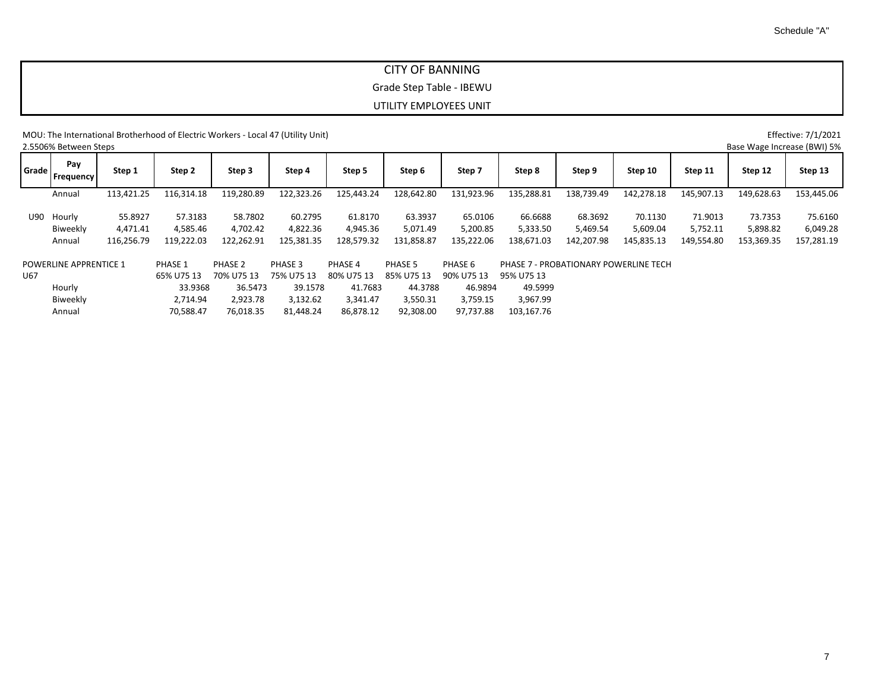Schedule "A"

# CITY OF BANNING

## Grade Step Table - IBEWU

## UTILITY EMPLOYEES UNIT

MOU: The International Brotherhood of Electric Workers - Local 47 (Utility Unit)

Effective: 7/1/2021

2.5506% Between Steps

Base Wage Increase (BWI) 5%

| Grade | Pay Frequency | Step 1 | Step 2 | Step 3 | Step 4 | Step 5 | Step 6 | Step 7 | Step 8 | Step 9 | Step 10 | Step 11 | Step 12 | Step 13 |
|---|---|---|---|---|---|---|---|---|---|---|---|---|---|---|
| | Annual | 113,421.25 | 116,314.18 | 119,280.89 | 122,323.26 | 125,443.24 | 128,642.80 | 131,923.96 | 135,288.81 | 138,739.49 | 142,278.18 | 145,907.13 | 149,628.63 | 153,445.06 |
| U90 | Hourly | 55.8927 | 57.3183 | 58.7802 | 60.2795 | 61.8170 | 63.3937 | 65.0106 | 66.6688 | 68.3692 | 70.1130 | 71.9013 | 73.7353 | 75.6160 |
| | Biweekly | 4,471.41 | 4,585.46 | 4,702.42 | 4,822.36 | 4,945.36 | 5,071.49 | 5,200.85 | 5,333.50 | 5,469.54 | 5,609.04 | 5,752.11 | 5,898.82 | 6,049.28 |
| | Annual | 116,256.79 | 119,222.03 | 122,262.91 | 125,381.35 | 128,579.32 | 131,858.87 | 135,222.06 | 138,671.03 | 142,207.98 | 145,835.13 | 149,554.80 | 153,369.35 | 157,281.19 |

| POWERLINE APPRENTICE 1 | | PHASE 1 | PHASE 2 | PHASE 3 | PHASE 4 | PHASE 5 | PHASE 6 | PHASE 7 - PROBATIONARY POWERLINE TECH |
|---|---|---|---|---|---|---|---|---|
| U67 | | 65% U75 13 | 70% U75 13 | 75% U75 13 | 80% U75 13 | 85% U75 13 | 90% U75 13 | 95% U75 13 |
| | Hourly | 33.9368 | 36.5473 | 39.1578 | 41.7683 | 44.3788 | 46.9894 | 49.5999 |
| | Biweekly | 2,714.94 | 2,923.78 | 3,132.62 | 3,341.47 | 3,550.31 | 3,759.15 | 3,967.99 |
| | Annual | 70,588.47 | 76,018.35 | 81,448.24 | 86,878.12 | 92,308.00 | 97,737.88 | 103,167.76 |